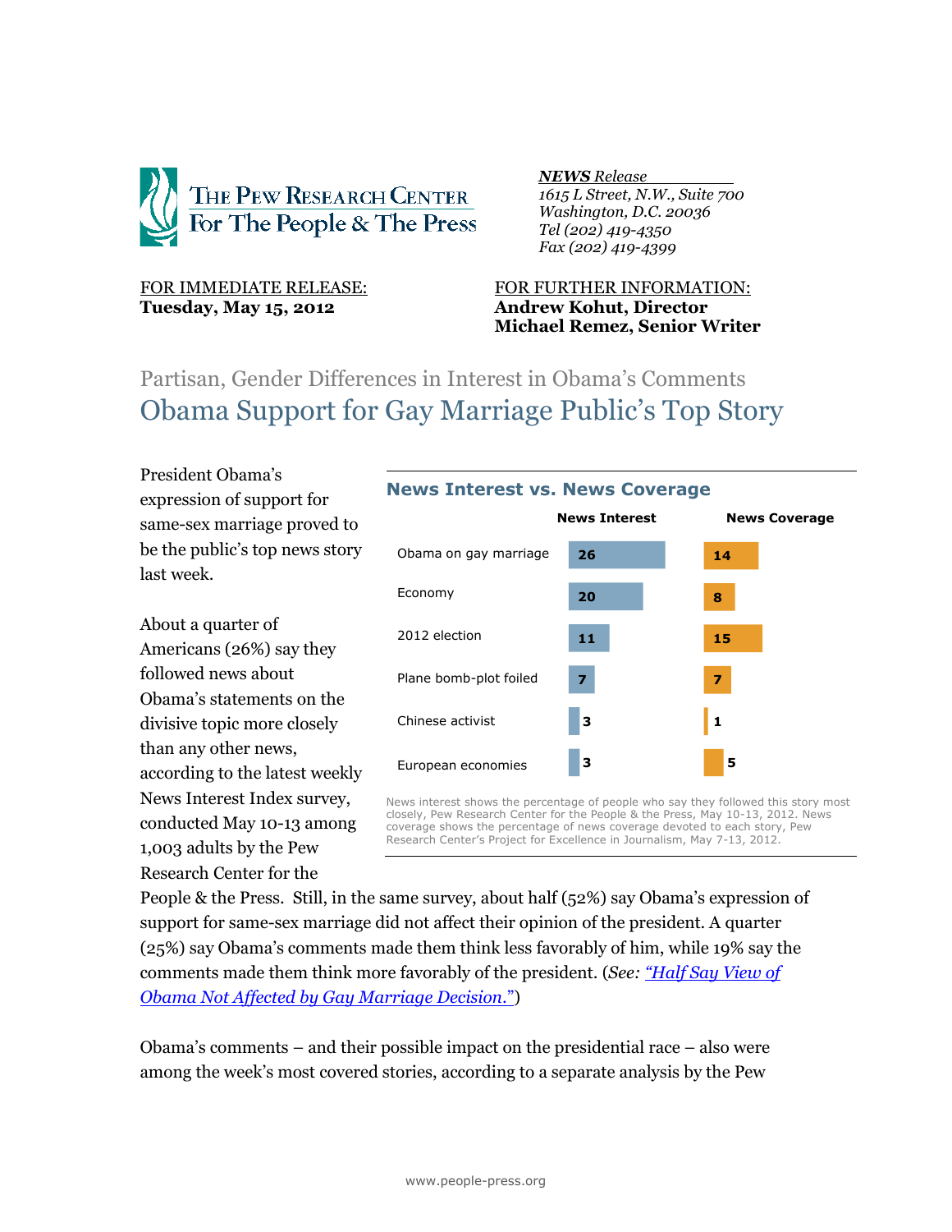**THE PEW RESEARCH CENTER**
**For The People & The Press**

***NEWS* Release**
*1615 L Street, N.W., Suite 700*
*Washington, D.C. 20036*
*Tel (202) 419-4350*
*Fax (202) 419-4399*

FOR IMMEDIATE RELEASE:
**Tuesday, May 15, 2012**

FOR FURTHER INFORMATION:
**Andrew Kohut, Director**
**Michael Remez, Senior Writer**

## Partisan, Gender Differences in Interest in Obama's Comments

# Obama Support for Gay Marriage Public's Top Story

President Obama's expression of support for same-sex marriage proved to be the public's top news story last week.

About a quarter of Americans (26%) say they followed news about Obama's statements on the divisive topic more closely than any other news, according to the latest weekly News Interest Index survey, conducted May 10-13 among 1,003 adults by the Pew Research Center for the People & the Press. Still, in the same survey, about half (52%) say Obama's expression of support for same-sex marriage did not affect their opinion of the president. A quarter (25%) say Obama's comments made them think less favorably of him, while 19% say the comments made them think more favorably of the president. (*See:* *"Half Say View of Obama Not Affected by Gay Marriage Decision."*)

**News Interest vs. News Coverage**

| | News Interest | News Coverage |
|---|---|---|
| Obama on gay marriage | 26 | 14 |
| Economy | 20 | 8 |
| 2012 election | 11 | 15 |
| Plane bomb-plot foiled | 7 | 7 |
| Chinese activist | 3 | 1 |
| European economies | 3 | 5 |

News interest shows the percentage of people who say they followed this story most closely, Pew Research Center for the People & the Press, May 10-13, 2012. News coverage shows the percentage of news coverage devoted to each story, Pew Research Center's Project for Excellence in Journalism, May 7-13, 2012.

Obama's comments – and their possible impact on the presidential race – also were among the week's most covered stories, according to a separate analysis by the Pew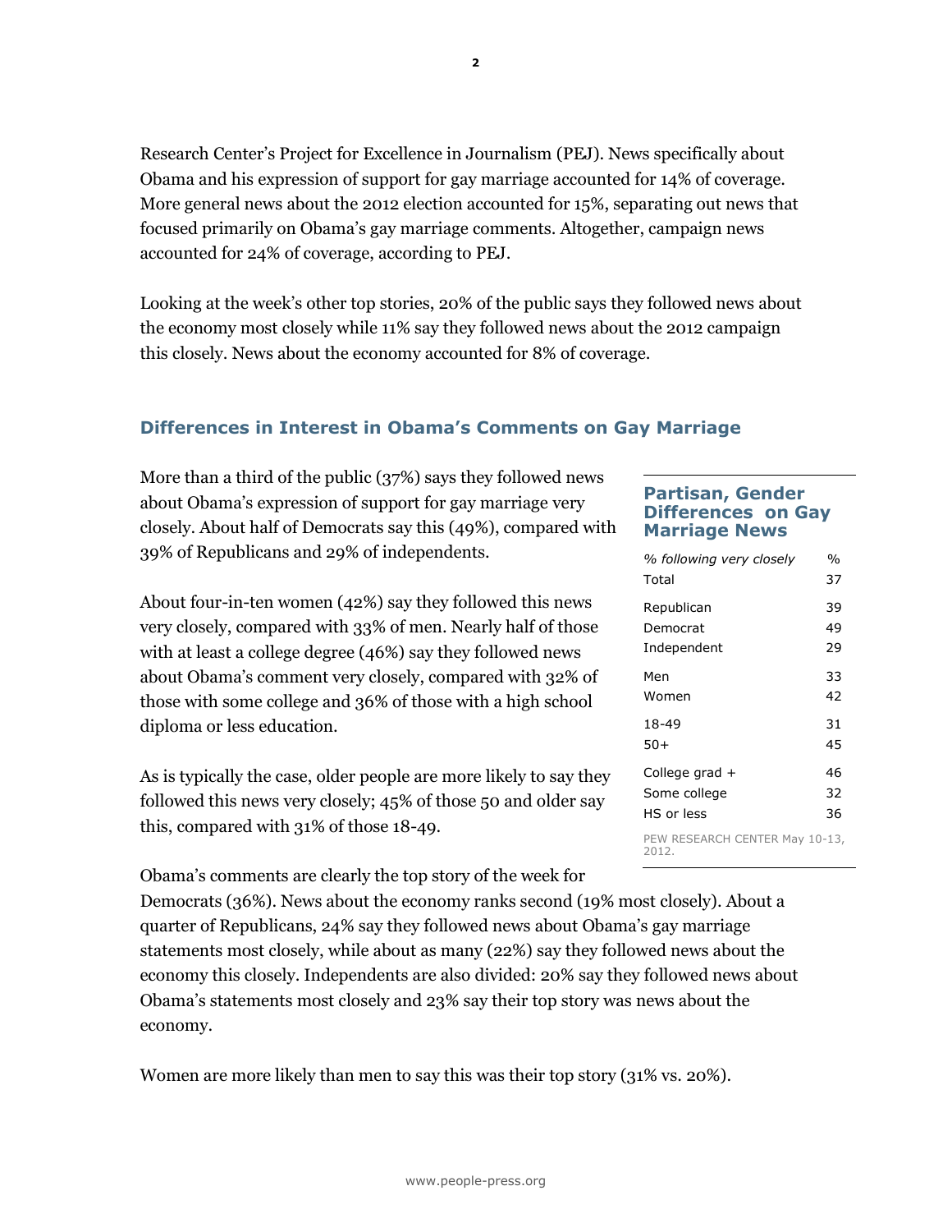Research Center's Project for Excellence in Journalism (PEJ). News specifically about Obama and his expression of support for gay marriage accounted for 14% of coverage. More general news about the 2012 election accounted for 15%, separating out news that focused primarily on Obama's gay marriage comments. Altogether, campaign news accounted for 24% of coverage, according to PEJ.

Looking at the week's other top stories, 20% of the public says they followed news about the economy most closely while 11% say they followed news about the 2012 campaign this closely. News about the economy accounted for 8% of coverage.

## Differences in Interest in Obama's Comments on Gay Marriage

More than a third of the public (37%) says they followed news about Obama's expression of support for gay marriage very closely. About half of Democrats say this (49%), compared with 39% of Republicans and 29% of independents.

About four-in-ten women (42%) say they followed this news very closely, compared with 33% of men. Nearly half of those with at least a college degree (46%) say they followed news about Obama's comment very closely, compared with 32% of those with some college and 36% of those with a high school diploma or less education.

As is typically the case, older people are more likely to say they followed this news very closely; 45% of those 50 and older say this, compared with 31% of those 18-49.

**Partisan, Gender Differences on Gay Marriage News**

| *% following very closely* | % |
|---|---|
| Total | 37 |
| Republican | 39 |
| Democrat | 49 |
| Independent | 29 |
| Men | 33 |
| Women | 42 |
| 18-49 | 31 |
| 50+ | 45 |
| College grad + | 46 |
| Some college | 32 |
| HS or less | 36 |

PEW RESEARCH CENTER May 10-13, 2012.

Obama's comments are clearly the top story of the week for Democrats (36%). News about the economy ranks second (19% most closely). About a quarter of Republicans, 24% say they followed news about Obama's gay marriage statements most closely, while about as many (22%) say they followed news about the economy this closely. Independents are also divided: 20% say they followed news about Obama's statements most closely and 23% say their top story was news about the economy.

Women are more likely than men to say this was their top story (31% vs. 20%).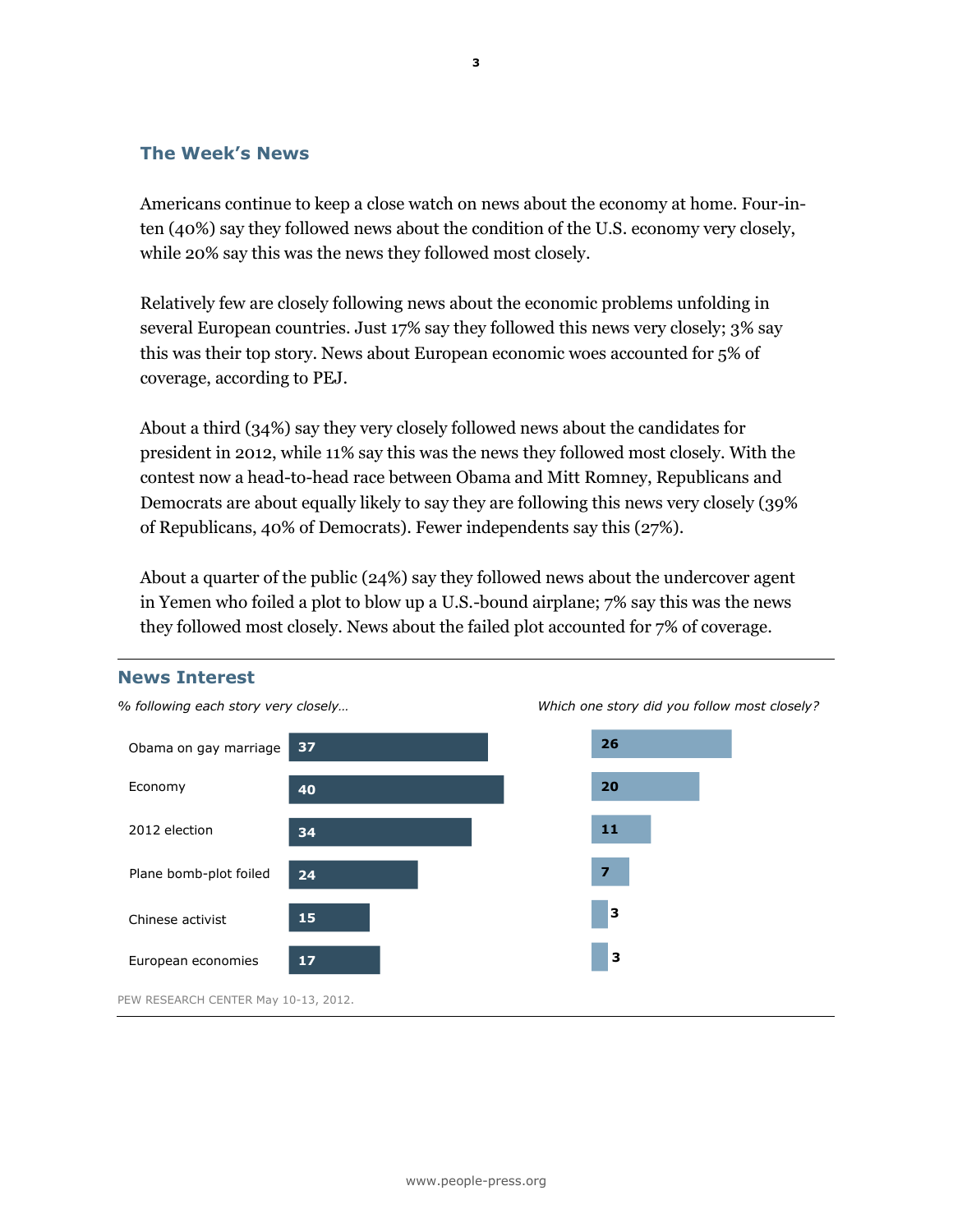## The Week's News

Americans continue to keep a close watch on news about the economy at home. Four-in-ten (40%) say they followed news about the condition of the U.S. economy very closely, while 20% say this was the news they followed most closely.

Relatively few are closely following news about the economic problems unfolding in several European countries. Just 17% say they followed this news very closely; 3% say this was their top story. News about European economic woes accounted for 5% of coverage, according to PEJ.

About a third (34%) say they very closely followed news about the candidates for president in 2012, while 11% say this was the news they followed most closely. With the contest now a head-to-head race between Obama and Mitt Romney, Republicans and Democrats are about equally likely to say they are following this news very closely (39% of Republicans, 40% of Democrats). Fewer independents say this (27%).

About a quarter of the public (24%) say they followed news about the undercover agent in Yemen who foiled a plot to blow up a U.S.-bound airplane; 7% say this was the news they followed most closely. News about the failed plot accounted for 7% of coverage.

### News Interest

| | *% following each story very closely…* | *Which one story did you follow most closely?* |
|---|---|---|
| Obama on gay marriage | 37 | 26 |
| Economy | 40 | 20 |
| 2012 election | 34 | 11 |
| Plane bomb-plot foiled | 24 | 7 |
| Chinese activist | 15 | 3 |
| European economies | 17 | 3 |

PEW RESEARCH CENTER May 10-13, 2012.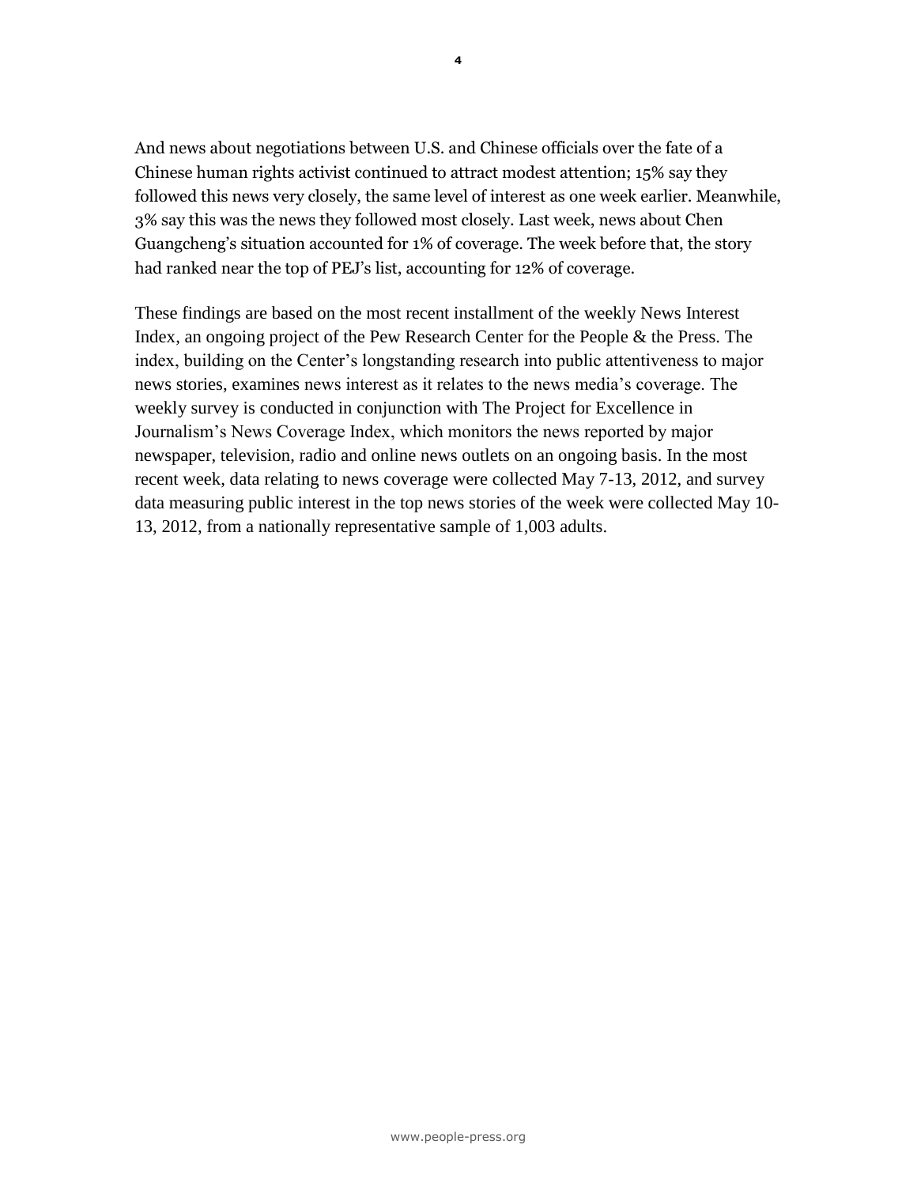And news about negotiations between U.S. and Chinese officials over the fate of a Chinese human rights activist continued to attract modest attention; 15% say they followed this news very closely, the same level of interest as one week earlier. Meanwhile, 3% say this was the news they followed most closely. Last week, news about Chen Guangcheng's situation accounted for 1% of coverage. The week before that, the story had ranked near the top of PEJ's list, accounting for 12% of coverage.

These findings are based on the most recent installment of the weekly News Interest Index, an ongoing project of the Pew Research Center for the People & the Press. The index, building on the Center's longstanding research into public attentiveness to major news stories, examines news interest as it relates to the news media's coverage. The weekly survey is conducted in conjunction with The Project for Excellence in Journalism's News Coverage Index, which monitors the news reported by major newspaper, television, radio and online news outlets on an ongoing basis. In the most recent week, data relating to news coverage were collected May 7-13, 2012, and survey data measuring public interest in the top news stories of the week were collected May 10-13, 2012, from a nationally representative sample of 1,003 adults.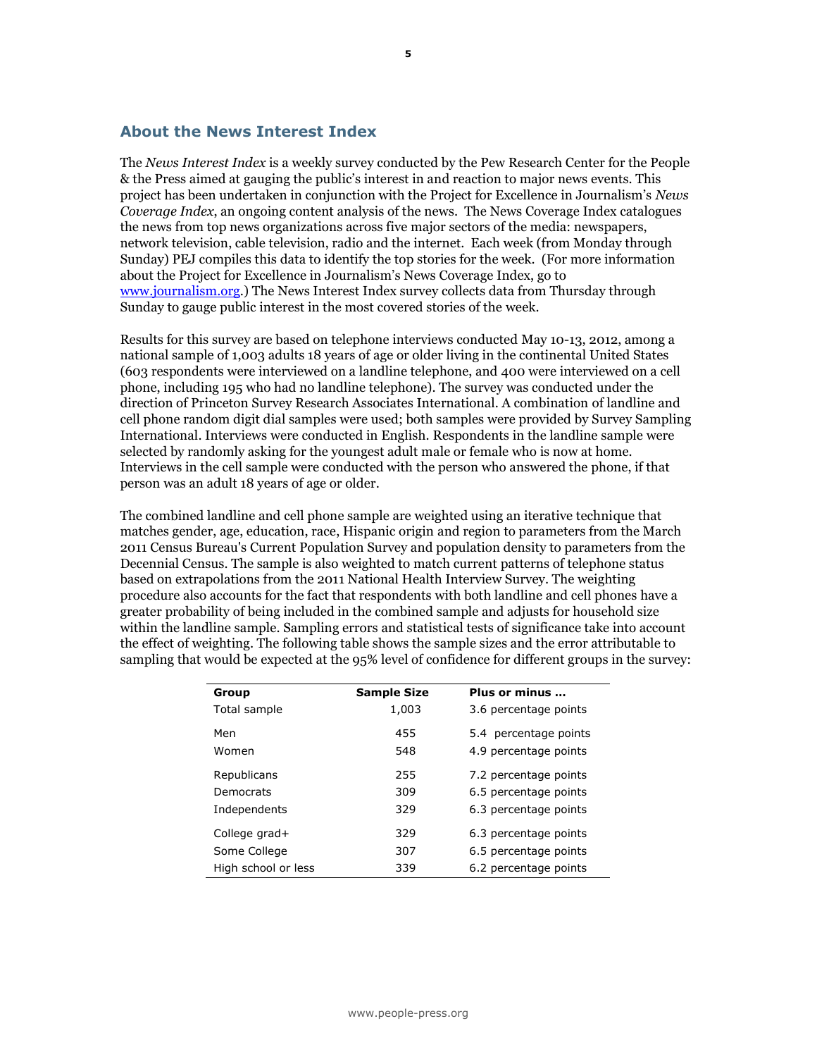## About the News Interest Index

The *News Interest Index* is a weekly survey conducted by the Pew Research Center for the People & the Press aimed at gauging the public's interest in and reaction to major news events. This project has been undertaken in conjunction with the Project for Excellence in Journalism's *News Coverage Index*, an ongoing content analysis of the news. The News Coverage Index catalogues the news from top news organizations across five major sectors of the media: newspapers, network television, cable television, radio and the internet. Each week (from Monday through Sunday) PEJ compiles this data to identify the top stories for the week. (For more information about the Project for Excellence in Journalism's News Coverage Index, go to [www.journalism.org](www.journalism.org).) The News Interest Index survey collects data from Thursday through Sunday to gauge public interest in the most covered stories of the week.

Results for this survey are based on telephone interviews conducted May 10-13, 2012, among a national sample of 1,003 adults 18 years of age or older living in the continental United States (603 respondents were interviewed on a landline telephone, and 400 were interviewed on a cell phone, including 195 who had no landline telephone). The survey was conducted under the direction of Princeton Survey Research Associates International. A combination of landline and cell phone random digit dial samples were used; both samples were provided by Survey Sampling International. Interviews were conducted in English. Respondents in the landline sample were selected by randomly asking for the youngest adult male or female who is now at home. Interviews in the cell sample were conducted with the person who answered the phone, if that person was an adult 18 years of age or older.

The combined landline and cell phone sample are weighted using an iterative technique that matches gender, age, education, race, Hispanic origin and region to parameters from the March 2011 Census Bureau's Current Population Survey and population density to parameters from the Decennial Census. The sample is also weighted to match current patterns of telephone status based on extrapolations from the 2011 National Health Interview Survey. The weighting procedure also accounts for the fact that respondents with both landline and cell phones have a greater probability of being included in the combined sample and adjusts for household size within the landline sample. Sampling errors and statistical tests of significance take into account the effect of weighting. The following table shows the sample sizes and the error attributable to sampling that would be expected at the 95% level of confidence for different groups in the survey:

| Group | Sample Size | Plus or minus ... |
|---|---|---|
| Total sample | 1,003 | 3.6 percentage points |
| Men | 455 | 5.4 percentage points |
| Women | 548 | 4.9 percentage points |
| Republicans | 255 | 7.2 percentage points |
| Democrats | 309 | 6.5 percentage points |
| Independents | 329 | 6.3 percentage points |
| College grad+ | 329 | 6.3 percentage points |
| Some College | 307 | 6.5 percentage points |
| High school or less | 339 | 6.2 percentage points |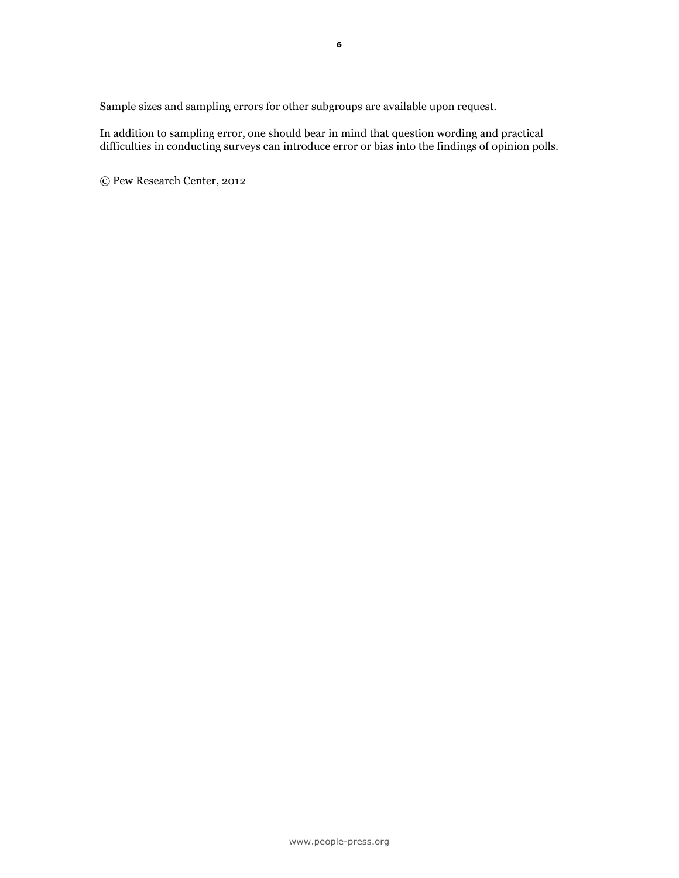Sample sizes and sampling errors for other subgroups are available upon request.

In addition to sampling error, one should bear in mind that question wording and practical difficulties in conducting surveys can introduce error or bias into the findings of opinion polls.

© Pew Research Center, 2012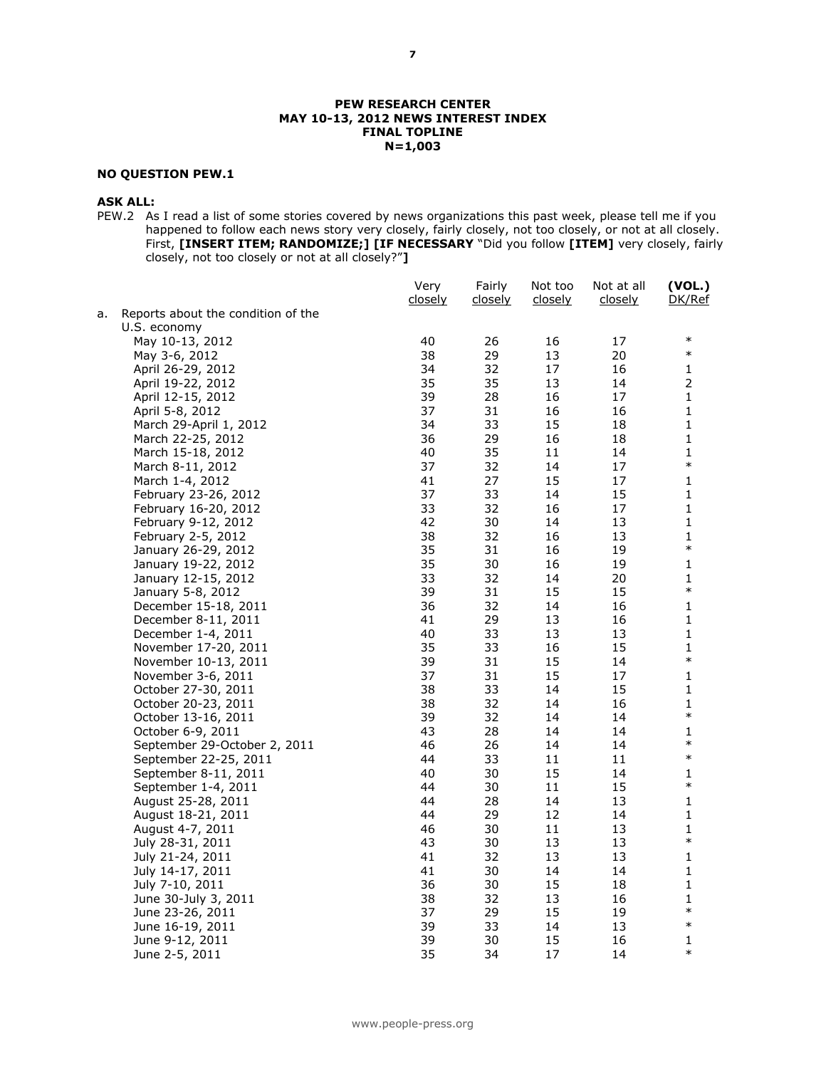**PEW RESEARCH CENTER**
**MAY 10-13, 2012 NEWS INTEREST INDEX**
**FINAL TOPLINE**
**N=1,003**

**NO QUESTION PEW.1**

**ASK ALL:**

PEW.2 As I read a list of some stories covered by news organizations this past week, please tell me if you happened to follow each news story very closely, fairly closely, not too closely, or not at all closely. First, **[INSERT ITEM; RANDOMIZE;] [IF NECESSARY** "Did you follow **[ITEM]** very closely, fairly closely, not too closely or not at all closely?"**]**

| | Very closely | Fairly closely | Not too closely | Not at all closely | (VOL.) DK/Ref |
|---|---|---|---|---|---|
| a. Reports about the condition of the U.S. economy | | | | | |
| May 10-13, 2012 | 40 | 26 | 16 | 17 | * |
| May 3-6, 2012 | 38 | 29 | 13 | 20 | * |
| April 26-29, 2012 | 34 | 32 | 17 | 16 | 1 |
| April 19-22, 2012 | 35 | 35 | 13 | 14 | 2 |
| April 12-15, 2012 | 39 | 28 | 16 | 17 | 1 |
| April 5-8, 2012 | 37 | 31 | 16 | 16 | 1 |
| March 29-April 1, 2012 | 34 | 33 | 15 | 18 | 1 |
| March 22-25, 2012 | 36 | 29 | 16 | 18 | 1 |
| March 15-18, 2012 | 40 | 35 | 11 | 14 | 1 |
| March 8-11, 2012 | 37 | 32 | 14 | 17 | * |
| March 1-4, 2012 | 41 | 27 | 15 | 17 | 1 |
| February 23-26, 2012 | 37 | 33 | 14 | 15 | 1 |
| February 16-20, 2012 | 33 | 32 | 16 | 17 | 1 |
| February 9-12, 2012 | 42 | 30 | 14 | 13 | 1 |
| February 2-5, 2012 | 38 | 32 | 16 | 13 | 1 |
| January 26-29, 2012 | 35 | 31 | 16 | 19 | * |
| January 19-22, 2012 | 35 | 30 | 16 | 19 | 1 |
| January 12-15, 2012 | 33 | 32 | 14 | 20 | 1 |
| January 5-8, 2012 | 39 | 31 | 15 | 15 | * |
| December 15-18, 2011 | 36 | 32 | 14 | 16 | 1 |
| December 8-11, 2011 | 41 | 29 | 13 | 16 | 1 |
| December 1-4, 2011 | 40 | 33 | 13 | 13 | 1 |
| November 17-20, 2011 | 35 | 33 | 16 | 15 | 1 |
| November 10-13, 2011 | 39 | 31 | 15 | 14 | * |
| November 3-6, 2011 | 37 | 31 | 15 | 17 | 1 |
| October 27-30, 2011 | 38 | 33 | 14 | 15 | 1 |
| October 20-23, 2011 | 38 | 32 | 14 | 16 | 1 |
| October 13-16, 2011 | 39 | 32 | 14 | 14 | * |
| October 6-9, 2011 | 43 | 28 | 14 | 14 | 1 |
| September 29-October 2, 2011 | 46 | 26 | 14 | 14 | * |
| September 22-25, 2011 | 44 | 33 | 11 | 11 | * |
| September 8-11, 2011 | 40 | 30 | 15 | 14 | 1 |
| September 1-4, 2011 | 44 | 30 | 11 | 15 | * |
| August 25-28, 2011 | 44 | 28 | 14 | 13 | 1 |
| August 18-21, 2011 | 44 | 29 | 12 | 14 | 1 |
| August 4-7, 2011 | 46 | 30 | 11 | 13 | 1 |
| July 28-31, 2011 | 43 | 30 | 13 | 13 | * |
| July 21-24, 2011 | 41 | 32 | 13 | 13 | 1 |
| July 14-17, 2011 | 41 | 30 | 14 | 14 | 1 |
| July 7-10, 2011 | 36 | 30 | 15 | 18 | 1 |
| June 30-July 3, 2011 | 38 | 32 | 13 | 16 | 1 |
| June 23-26, 2011 | 37 | 29 | 15 | 19 | * |
| June 16-19, 2011 | 39 | 33 | 14 | 13 | * |
| June 9-12, 2011 | 39 | 30 | 15 | 16 | 1 |
| June 2-5, 2011 | 35 | 34 | 17 | 14 | * |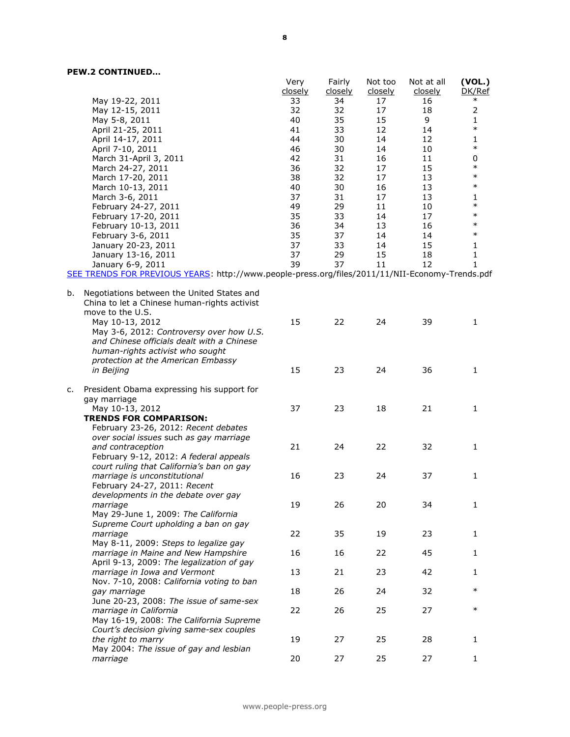**PEW.2 CONTINUED…**

| | Very closely | Fairly closely | Not too closely | Not at all closely | (VOL.) DK/Ref |
|---|---|---|---|---|---|
| May 19-22, 2011 | 33 | 34 | 17 | 16 | * |
| May 12-15, 2011 | 32 | 32 | 17 | 18 | 2 |
| May 5-8, 2011 | 40 | 35 | 15 | 9 | 1 |
| April 21-25, 2011 | 41 | 33 | 12 | 14 | * |
| April 14-17, 2011 | 44 | 30 | 14 | 12 | 1 |
| April 7-10, 2011 | 46 | 30 | 14 | 10 | * |
| March 31-April 3, 2011 | 42 | 31 | 16 | 11 | 0 |
| March 24-27, 2011 | 36 | 32 | 17 | 15 | * |
| March 17-20, 2011 | 38 | 32 | 17 | 13 | * |
| March 10-13, 2011 | 40 | 30 | 16 | 13 | * |
| March 3-6, 2011 | 37 | 31 | 17 | 13 | 1 |
| February 24-27, 2011 | 49 | 29 | 11 | 10 | * |
| February 17-20, 2011 | 35 | 33 | 14 | 17 | * |
| February 10-13, 2011 | 36 | 34 | 13 | 16 | * |
| February 3-6, 2011 | 35 | 37 | 14 | 14 | * |
| January 20-23, 2011 | 37 | 33 | 14 | 15 | 1 |
| January 13-16, 2011 | 37 | 29 | 15 | 18 | 1 |
| January 6-9, 2011 | 39 | 37 | 11 | 12 | 1 |

SEE TRENDS FOR PREVIOUS YEARS: http://www.people-press.org/files/2011/11/NII-Economy-Trends.pdf

| | Very closely | Fairly closely | Not too closely | Not at all closely | (VOL.) DK/Ref |
|---|---|---|---|---|---|
| b. Negotiations between the United States and China to let a Chinese human-rights activist move to the U.S. | | | | | |
| May 10-13, 2012 | 15 | 22 | 24 | 39 | 1 |
| May 3-6, 2012: *Controversy over how U.S. and Chinese officials dealt with a Chinese human-rights activist who sought protection at the American Embassy in Beijing* | 15 | 23 | 24 | 36 | 1 |
| c. President Obama expressing his support for gay marriage | | | | | |
| May 10-13, 2012 | 37 | 23 | 18 | 21 | 1 |
| **TRENDS FOR COMPARISON:** | | | | | |
| February 23-26, 2012: *Recent debates over social issues such as gay marriage and contraception* | 21 | 24 | 22 | 32 | 1 |
| February 9-12, 2012: *A federal appeals court ruling that California's ban on gay marriage is unconstitutional* | 16 | 23 | 24 | 37 | 1 |
| February 24-27, 2011: *Recent developments in the debate over gay marriage* | 19 | 26 | 20 | 34 | 1 |
| May 29-June 1, 2009: *The California Supreme Court upholding a ban on gay marriage* | 22 | 35 | 19 | 23 | 1 |
| May 8-11, 2009: *Steps to legalize gay marriage in Maine and New Hampshire* | 16 | 16 | 22 | 45 | 1 |
| April 9-13, 2009: *The legalization of gay marriage in Iowa and Vermont* | 13 | 21 | 23 | 42 | 1 |
| Nov. 7-10, 2008: *California voting to ban gay marriage* | 18 | 26 | 24 | 32 | * |
| June 20-23, 2008: *The issue of same-sex marriage in California* | 22 | 26 | 25 | 27 | * |
| May 16-19, 2008: *The California Supreme Court's decision giving same-sex couples the right to marry* | 19 | 27 | 25 | 28 | 1 |
| May 2004: *The issue of gay and lesbian marriage* | 20 | 27 | 25 | 27 | 1 |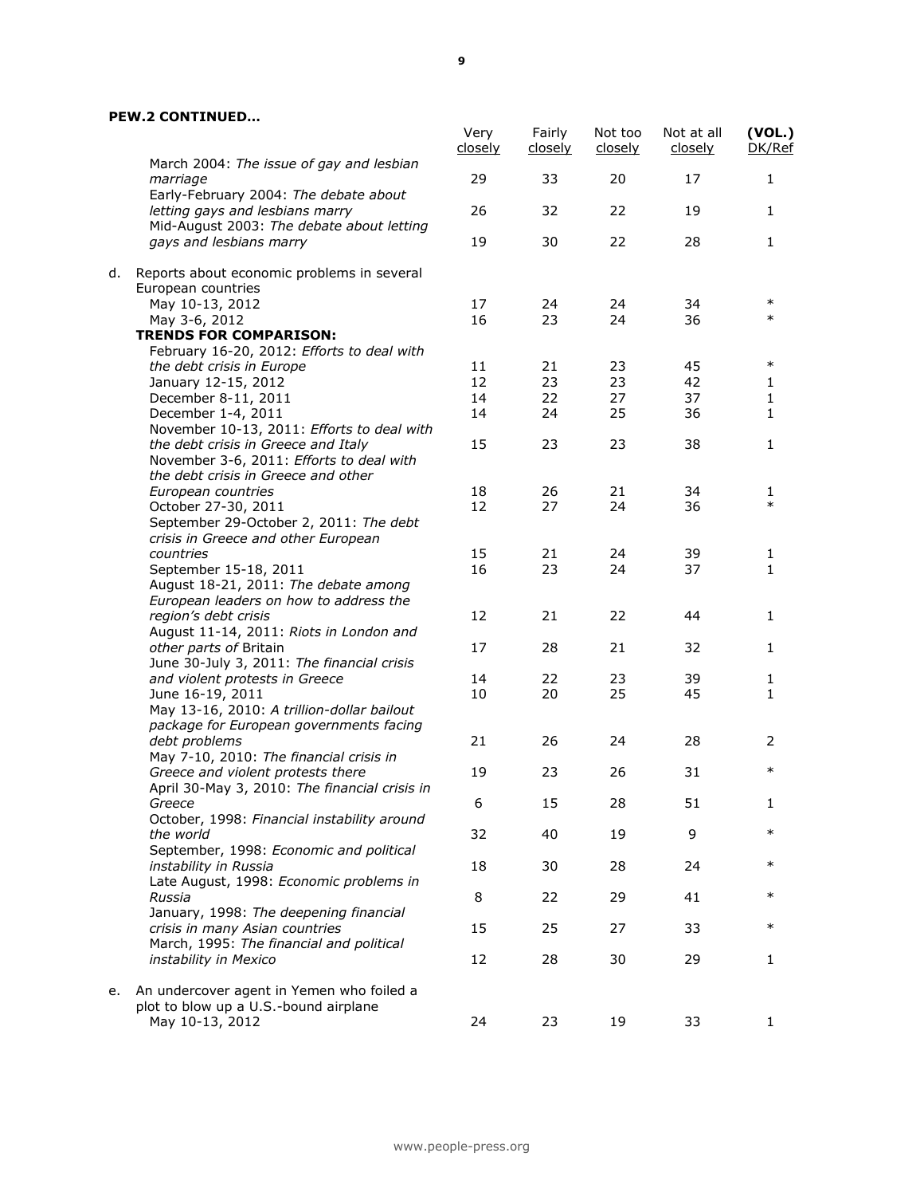**PEW.2 CONTINUED…**

| | Very closely | Fairly closely | Not too closely | Not at all closely | (VOL.) DK/Ref |
|---|---|---|---|---|---|
| March 2004: *The issue of gay and lesbian marriage* | 29 | 33 | 20 | 17 | 1 |
| Early-February 2004: *The debate about letting gays and lesbians marry* | 26 | 32 | 22 | 19 | 1 |
| Mid-August 2003: *The debate about letting gays and lesbians marry* | 19 | 30 | 22 | 28 | 1 |
| d. Reports about economic problems in several European countries | | | | | |
| May 10-13, 2012 | 17 | 24 | 24 | 34 | * |
| May 3-6, 2012 | 16 | 23 | 24 | 36 | * |
| **TRENDS FOR COMPARISON:** | | | | | |
| February 16-20, 2012: *Efforts to deal with the debt crisis in Europe* | 11 | 21 | 23 | 45 | * |
| January 12-15, 2012 | 12 | 23 | 23 | 42 | 1 |
| December 8-11, 2011 | 14 | 22 | 27 | 37 | 1 |
| December 1-4, 2011 | 14 | 24 | 25 | 36 | 1 |
| November 10-13, 2011: *Efforts to deal with the debt crisis in Greece and Italy* | 15 | 23 | 23 | 38 | 1 |
| November 3-6, 2011: *Efforts to deal with the debt crisis in Greece and other European countries* | 18 | 26 | 21 | 34 | 1 |
| October 27-30, 2011 | 12 | 27 | 24 | 36 | * |
| September 29-October 2, 2011: *The debt crisis in Greece and other European countries* | 15 | 21 | 24 | 39 | 1 |
| September 15-18, 2011 | 16 | 23 | 24 | 37 | 1 |
| August 18-21, 2011: *The debate among European leaders on how to address the region's debt crisis* | 12 | 21 | 22 | 44 | 1 |
| August 11-14, 2011: *Riots in London and other parts of* Britain | 17 | 28 | 21 | 32 | 1 |
| June 30-July 3, 2011: *The financial crisis and violent protests in Greece* | 14 | 22 | 23 | 39 | 1 |
| June 16-19, 2011 | 10 | 20 | 25 | 45 | 1 |
| May 13-16, 2010: *A trillion-dollar bailout package for European governments facing debt problems* | 21 | 26 | 24 | 28 | 2 |
| May 7-10, 2010: *The financial crisis in Greece and violent protests there* | 19 | 23 | 26 | 31 | * |
| April 30-May 3, 2010: *The financial crisis in Greece* | 6 | 15 | 28 | 51 | 1 |
| October, 1998: *Financial instability around the world* | 32 | 40 | 19 | 9 | * |
| September, 1998: *Economic and political instability in Russia* | 18 | 30 | 28 | 24 | * |
| Late August, 1998: *Economic problems in Russia* | 8 | 22 | 29 | 41 | * |
| January, 1998: *The deepening financial crisis in many Asian countries* | 15 | 25 | 27 | 33 | * |
| March, 1995: *The financial and political instability in Mexico* | 12 | 28 | 30 | 29 | 1 |
| e. An undercover agent in Yemen who foiled a plot to blow up a U.S.-bound airplane | | | | | |
| May 10-13, 2012 | 24 | 23 | 19 | 33 | 1 |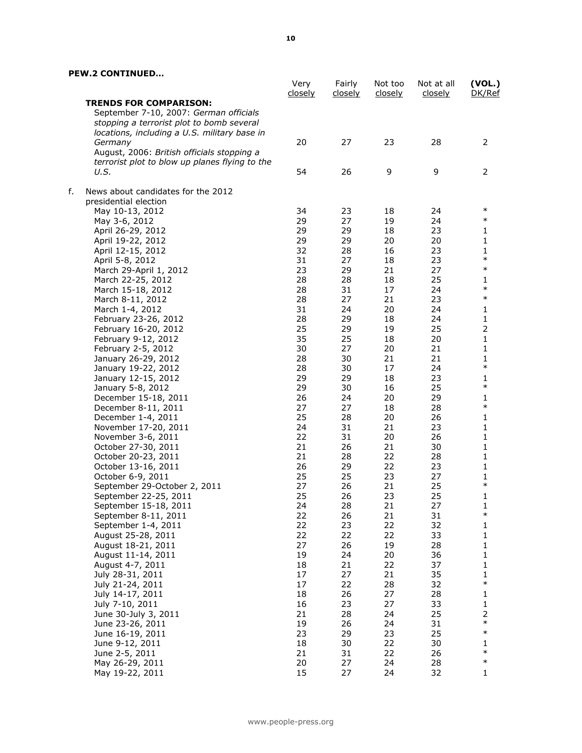**PEW.2 CONTINUED…**

| | Very closely | Fairly closely | Not too closely | Not at all closely | (VOL.) DK/Ref |
|---|---|---|---|---|---|
| **TRENDS FOR COMPARISON:** | | | | | |
| September 7-10, 2007: *German officials stopping a terrorist plot to bomb several locations, including a U.S. military base in Germany* | 20 | 27 | 23 | 28 | 2 |
| August, 2006: *British officials stopping a terrorist plot to blow up planes flying to the U.S.* | 54 | 26 | 9 | 9 | 2 |
| f. News about candidates for the 2012 presidential election | | | | | |
| May 10-13, 2012 | 34 | 23 | 18 | 24 | * |
| May 3-6, 2012 | 29 | 27 | 19 | 24 | * |
| April 26-29, 2012 | 29 | 29 | 18 | 23 | 1 |
| April 19-22, 2012 | 29 | 29 | 20 | 20 | 1 |
| April 12-15, 2012 | 32 | 28 | 16 | 23 | 1 |
| April 5-8, 2012 | 31 | 27 | 18 | 23 | * |
| March 29-April 1, 2012 | 23 | 29 | 21 | 27 | * |
| March 22-25, 2012 | 28 | 28 | 18 | 25 | 1 |
| March 15-18, 2012 | 28 | 31 | 17 | 24 | * |
| March 8-11, 2012 | 28 | 27 | 21 | 23 | * |
| March 1-4, 2012 | 31 | 24 | 20 | 24 | 1 |
| February 23-26, 2012 | 28 | 29 | 18 | 24 | 1 |
| February 16-20, 2012 | 25 | 29 | 19 | 25 | 2 |
| February 9-12, 2012 | 35 | 25 | 18 | 20 | 1 |
| February 2-5, 2012 | 30 | 27 | 20 | 21 | 1 |
| January 26-29, 2012 | 28 | 30 | 21 | 21 | 1 |
| January 19-22, 2012 | 28 | 30 | 17 | 24 | * |
| January 12-15, 2012 | 29 | 29 | 18 | 23 | 1 |
| January 5-8, 2012 | 29 | 30 | 16 | 25 | * |
| December 15-18, 2011 | 26 | 24 | 20 | 29 | 1 |
| December 8-11, 2011 | 27 | 27 | 18 | 28 | * |
| December 1-4, 2011 | 25 | 28 | 20 | 26 | 1 |
| November 17-20, 2011 | 24 | 31 | 21 | 23 | 1 |
| November 3-6, 2011 | 22 | 31 | 20 | 26 | 1 |
| October 27-30, 2011 | 21 | 26 | 21 | 30 | 1 |
| October 20-23, 2011 | 21 | 28 | 22 | 28 | 1 |
| October 13-16, 2011 | 26 | 29 | 22 | 23 | 1 |
| October 6-9, 2011 | 25 | 25 | 23 | 27 | 1 |
| September 29-October 2, 2011 | 27 | 26 | 21 | 25 | * |
| September 22-25, 2011 | 25 | 26 | 23 | 25 | 1 |
| September 15-18, 2011 | 24 | 28 | 21 | 27 | 1 |
| September 8-11, 2011 | 22 | 26 | 21 | 31 | * |
| September 1-4, 2011 | 22 | 23 | 22 | 32 | 1 |
| August 25-28, 2011 | 22 | 22 | 22 | 33 | 1 |
| August 18-21, 2011 | 27 | 26 | 19 | 28 | 1 |
| August 11-14, 2011 | 19 | 24 | 20 | 36 | 1 |
| August 4-7, 2011 | 18 | 21 | 22 | 37 | 1 |
| July 28-31, 2011 | 17 | 27 | 21 | 35 | 1 |
| July 21-24, 2011 | 17 | 22 | 28 | 32 | * |
| July 14-17, 2011 | 18 | 26 | 27 | 28 | 1 |
| July 7-10, 2011 | 16 | 23 | 27 | 33 | 1 |
| June 30-July 3, 2011 | 21 | 28 | 24 | 25 | 2 |
| June 23-26, 2011 | 19 | 26 | 24 | 31 | * |
| June 16-19, 2011 | 23 | 29 | 23 | 25 | * |
| June 9-12, 2011 | 18 | 30 | 22 | 30 | 1 |
| June 2-5, 2011 | 21 | 31 | 22 | 26 | * |
| May 26-29, 2011 | 20 | 27 | 24 | 28 | * |
| May 19-22, 2011 | 15 | 27 | 24 | 32 | 1 |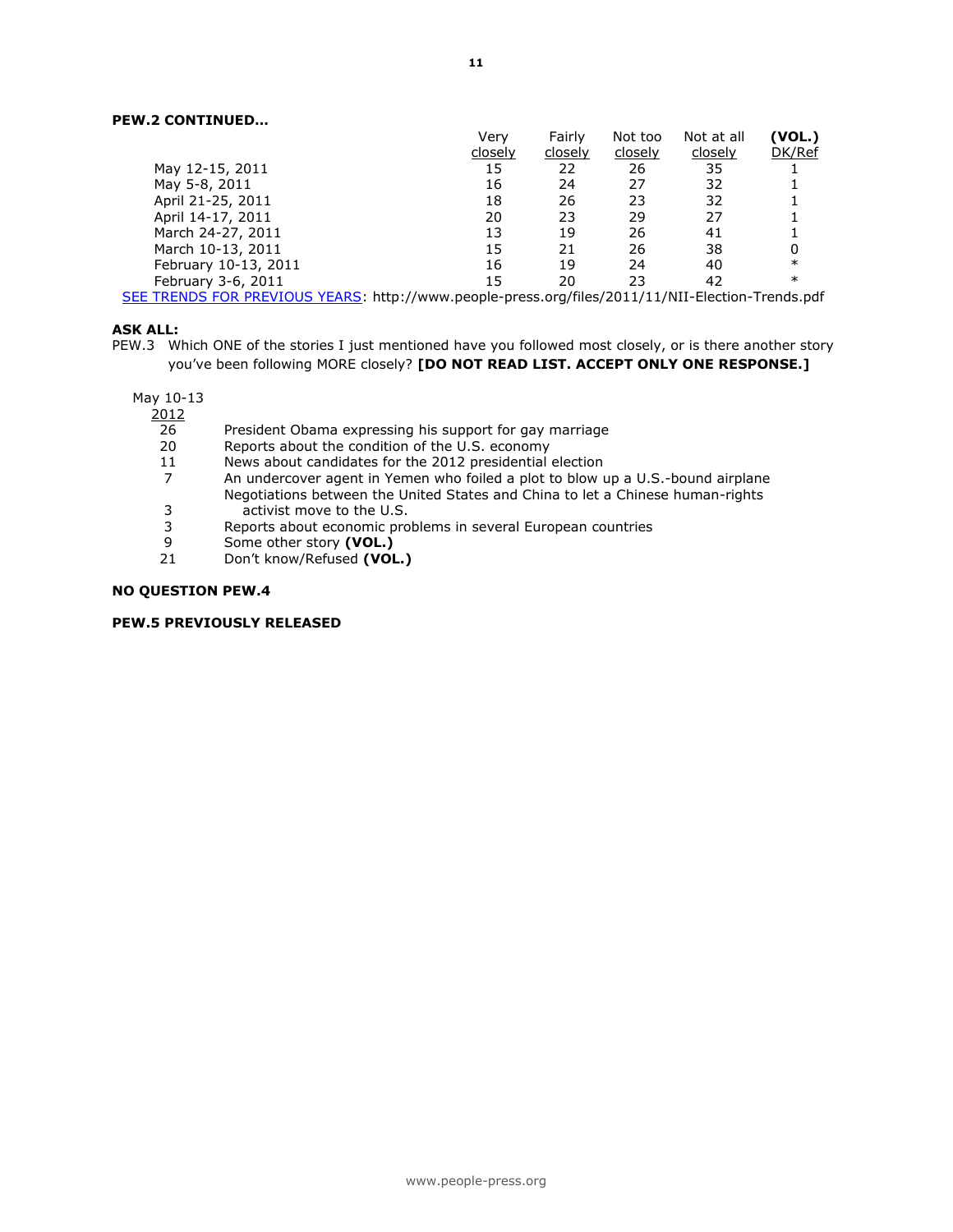**PEW.2 CONTINUED…**

| | Very closely | Fairly closely | Not too closely | Not at all closely | **(VOL.)** DK/Ref |
|---|---|---|---|---|---|
| May 12-15, 2011 | 15 | 22 | 26 | 35 | 1 |
| May 5-8, 2011 | 16 | 24 | 27 | 32 | 1 |
| April 21-25, 2011 | 18 | 26 | 23 | 32 | 1 |
| April 14-17, 2011 | 20 | 23 | 29 | 27 | 1 |
| March 24-27, 2011 | 13 | 19 | 26 | 41 | 1 |
| March 10-13, 2011 | 15 | 21 | 26 | 38 | 0 |
| February 10-13, 2011 | 16 | 19 | 24 | 40 | * |
| February 3-6, 2011 | 15 | 20 | 23 | 42 | * |

SEE TRENDS FOR PREVIOUS YEARS: http://www.people-press.org/files/2011/11/NII-Election-Trends.pdf

**ASK ALL:**

PEW.3 Which ONE of the stories I just mentioned have you followed most closely, or is there another story you've been following MORE closely? **[DO NOT READ LIST. ACCEPT ONLY ONE RESPONSE.]**

| May 10-13 2012 | |
|---|---|
| 26 | President Obama expressing his support for gay marriage |
| 20 | Reports about the condition of the U.S. economy |
| 11 | News about candidates for the 2012 presidential election |
| 7 | An undercover agent in Yemen who foiled a plot to blow up a U.S.-bound airplane |
| 3 | Negotiations between the United States and China to let a Chinese human-rights activist move to the U.S. |
| 3 | Reports about economic problems in several European countries |
| 9 | Some other story **(VOL.)** |
| 21 | Don't know/Refused **(VOL.)** |

**NO QUESTION PEW.4**

**PEW.5 PREVIOUSLY RELEASED**